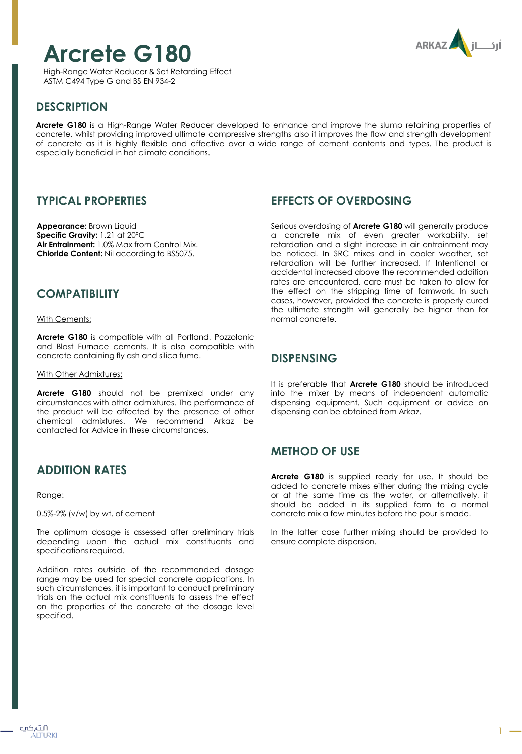# Arcrete G180

High-Range Water Reducer & Set Retarding Effect
ASTM C494 Type G and BS EN 934-2

## DESCRIPTION

**Arcrete G180** is a High-Range Water Reducer developed to enhance and improve the slump retaining properties of concrete, whilst providing improved ultimate compressive strengths also it improves the flow and strength development of concrete as it is highly flexible and effective over a wide range of cement contents and types. The product is especially beneficial in hot climate conditions.

## TYPICAL PROPERTIES

**Appearance:** Brown Liquid
**Specific Gravity:** 1.21 at 20°C
**Air Entrainment:** 1.0% Max from Control Mix.
**Chloride Content:** Nil according to BS5075.

## COMPATIBILITY

With Cements:

**Arcrete G180** is compatible with all Portland, Pozzolanic and Blast Furnace cements. It is also compatible with concrete containing fly ash and silica fume.

With Other Admixtures:

**Arcrete G180** should not be premixed under any circumstances with other admixtures. The performance of the product will be affected by the presence of other chemical admixtures. We recommend Arkaz be contacted for Advice in these circumstances.

## ADDITION RATES

Range:

0.5%-2% (v/w) by wt. of cement

The optimum dosage is assessed after preliminary trials depending upon the actual mix constituents and specifications required.

Addition rates outside of the recommended dosage range may be used for special concrete applications. In such circumstances, it is important to conduct preliminary trials on the actual mix constituents to assess the effect on the properties of the concrete at the dosage level specified.

## EFFECTS OF OVERDOSING

Serious overdosing of **Arcrete G180** will generally produce a concrete mix of even greater workability, set retardation and a slight increase in air entrainment may be noticed. In SRC mixes and in cooler weather, set retardation will be further increased. If Intentional or accidental increased above the recommended addition rates are encountered, care must be taken to allow for the effect on the stripping time of formwork. In such cases, however, provided the concrete is properly cured the ultimate strength will generally be higher than for normal concrete.

## DISPENSING

It is preferable that **Arcrete G180** should be introduced into the mixer by means of independent automatic dispensing equipment. Such equipment or advice on dispensing can be obtained from Arkaz.

## METHOD OF USE

**Arcrete G180** is supplied ready for use. It should be added to concrete mixes either during the mixing cycle or at the same time as the water, or alternatively, it should be added in its supplied form to a normal concrete mix a few minutes before the pour is made.

In the latter case further mixing should be provided to ensure complete dispersion.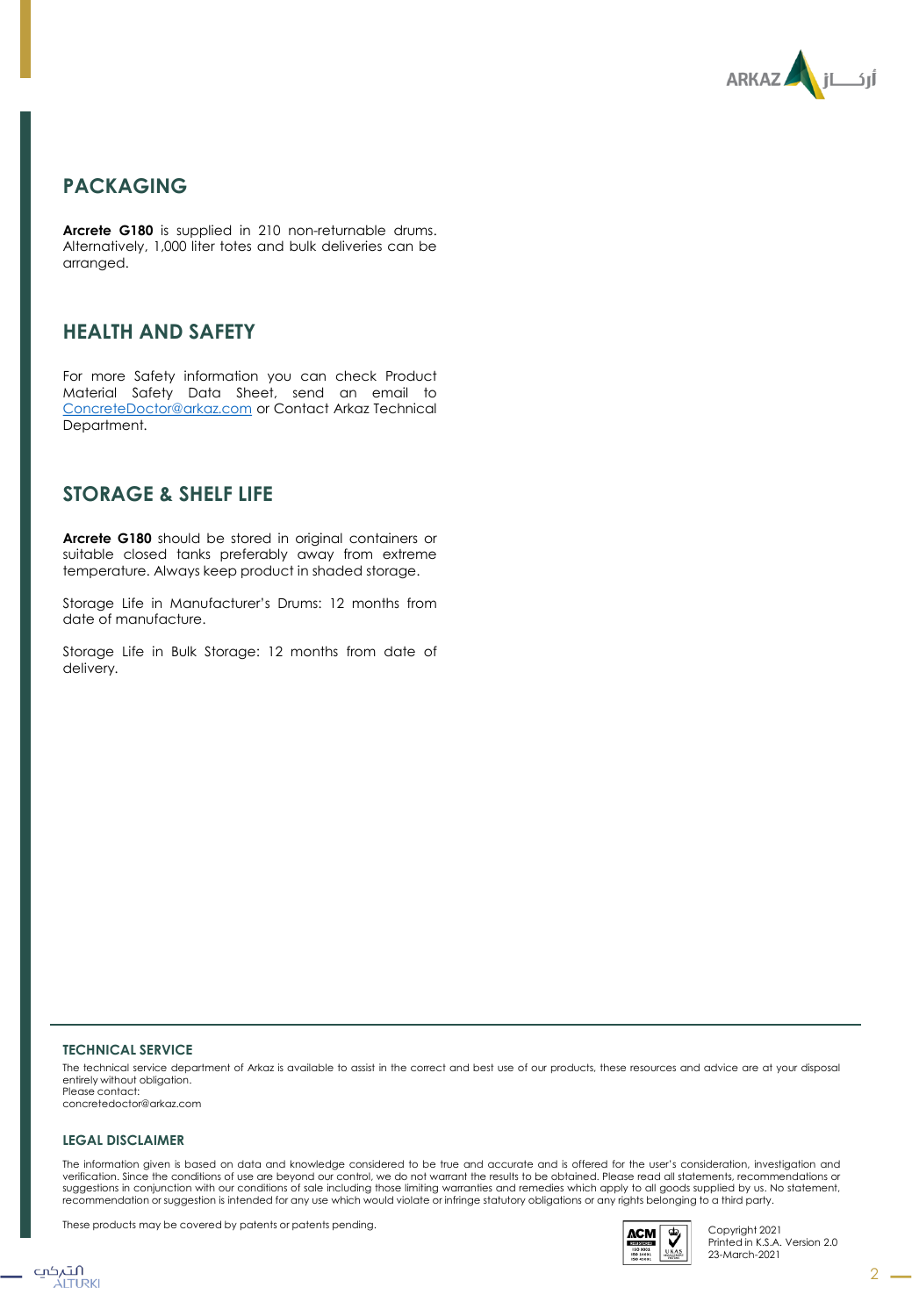## PACKAGING

**Arcrete G180** is supplied in 210 non-returnable drums. Alternatively, 1,000 liter totes and bulk deliveries can be arranged.

## HEALTH AND SAFETY

For more Safety information you can check Product Material Safety Data Sheet, send an email to ConcreteDoctor@arkaz.com or Contact Arkaz Technical Department.

## STORAGE & SHELF LIFE

**Arcrete G180** should be stored in original containers or suitable closed tanks preferably away from extreme temperature. Always keep product in shaded storage.

Storage Life in Manufacturer's Drums: 12 months from date of manufacture.

Storage Life in Bulk Storage: 12 months from date of delivery.

### TECHNICAL SERVICE

The technical service department of Arkaz is available to assist in the correct and best use of our products, these resources and advice are at your disposal entirely without obligation.
Please contact:
concretedoctor@arkaz.com

### LEGAL DISCLAIMER

The information given is based on data and knowledge considered to be true and accurate and is offered for the user's consideration, investigation and verification. Since the conditions of use are beyond our control, we do not warrant the results to be obtained. Please read all statements, recommendations or suggestions in conjunction with our conditions of sale including those limiting warranties and remedies which apply to all goods supplied by us. No statement, recommendation or suggestion is intended for any use which would violate or infringe statutory obligations or any rights belonging to a third party.

These products may be covered by patents or patents pending.

Copyright 2021
Printed in K.S.A. Version 2.0
23-March-2021